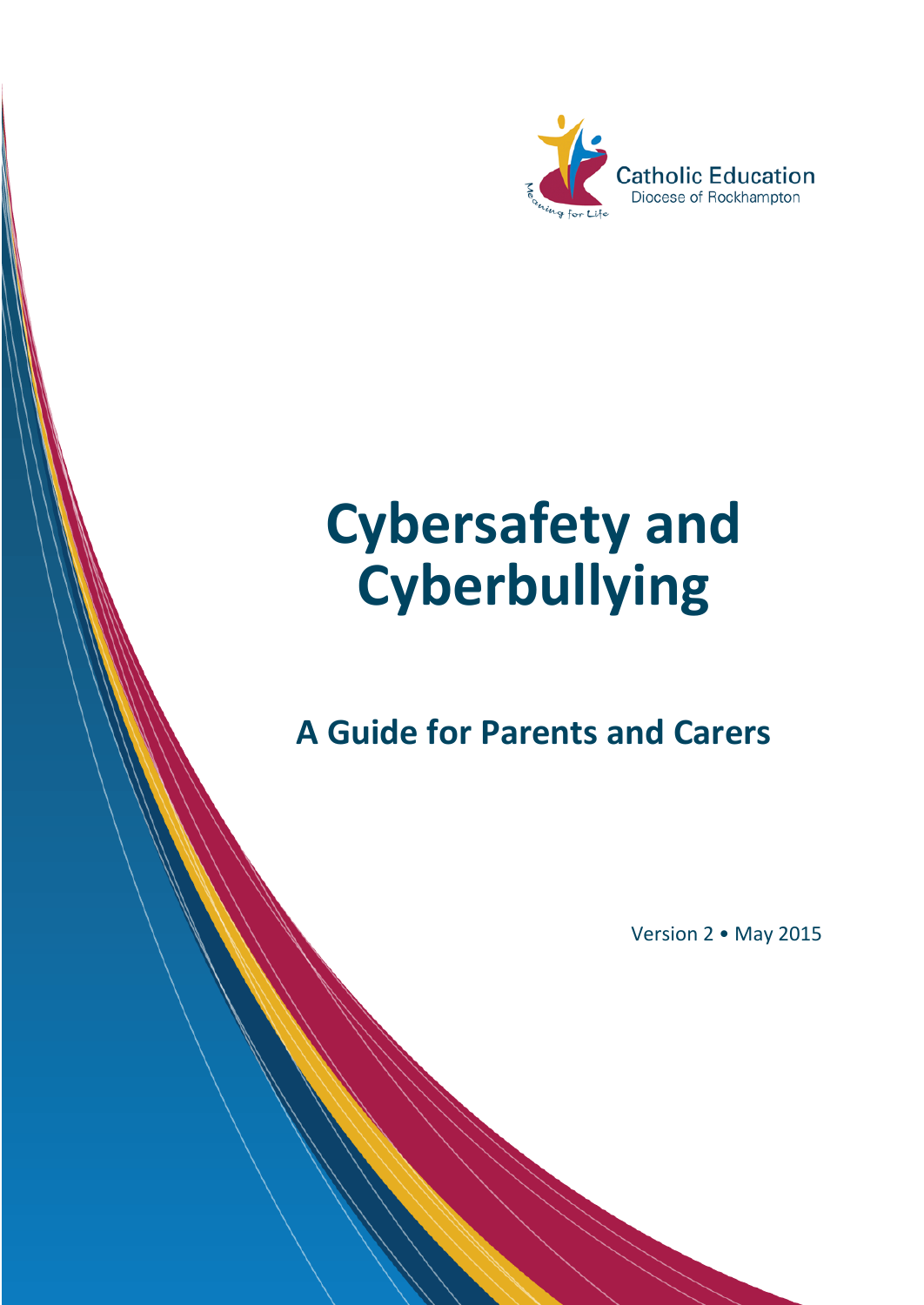Catholic Education
Diocese of Rockhampton

Meaning for Life

# Cybersafety and Cyberbullying

## A Guide for Parents and Carers

Version 2 • May 2015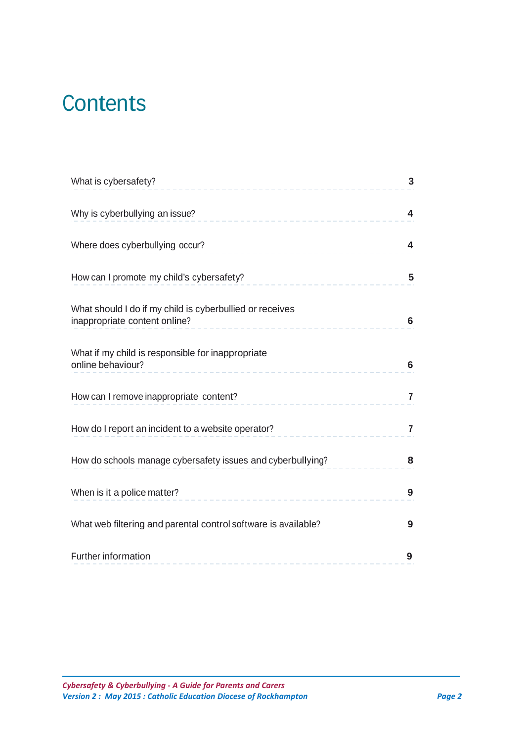# Contents

| | |
|---|---|
| What is cybersafety? | 3 |
| Why is cyberbullying an issue? | 4 |
| Where does cyberbullying occur? | 4 |
| How can I promote my child's cybersafety? | 5 |
| What should I do if my child is cyberbullied or receives inappropriate content online? | 6 |
| What if my child is responsible for inappropriate online behaviour? | 6 |
| How can I remove inappropriate content? | 7 |
| How do I report an incident to a website operator? | 7 |
| How do schools manage cybersafety issues and cyberbullying? | 8 |
| When is it a police matter? | 9 |
| What web filtering and parental control software is available? | 9 |
| Further information | 9 |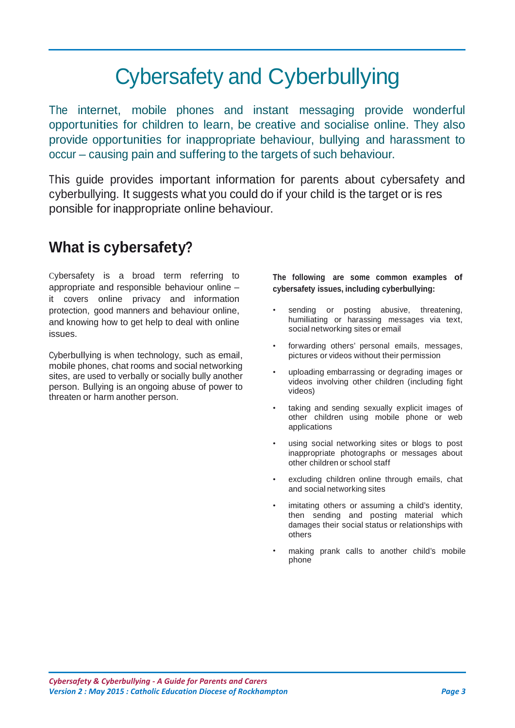# Cybersafety and Cyberbullying

The internet, mobile phones and instant messaging provide wonderful opportunities for children to learn, be creative and socialise online. They also provide opportunities for inappropriate behaviour, bullying and harassment to occur – causing pain and suffering to the targets of such behaviour.

This guide provides important information for parents about cybersafety and cyberbullying. It suggests what you could do if your child is the target or is res ponsible for inappropriate online behaviour.

## What is cybersafety?

Cybersafety is a broad term referring to appropriate and responsible behaviour online – it covers online privacy and information protection, good manners and behaviour online, and knowing how to get help to deal with online issues.

Cyberbullying is when technology, such as email, mobile phones, chat rooms and social networking sites, are used to verbally or socially bully another person. Bullying is an ongoing abuse of power to threaten or harm another person.

**The following are some common examples of cybersafety issues, including cyberbullying:**

- sending or posting abusive, threatening, humiliating or harassing messages via text, social networking sites or email
- forwarding others' personal emails, messages, pictures or videos without their permission
- uploading embarrassing or degrading images or videos involving other children (including fight videos)
- taking and sending sexually explicit images of other children using mobile phone or web applications
- using social networking sites or blogs to post inappropriate photographs or messages about other children or school staff
- excluding children online through emails, chat and social networking sites
- imitating others or assuming a child's identity, then sending and posting material which damages their social status or relationships with others
- making prank calls to another child's mobile phone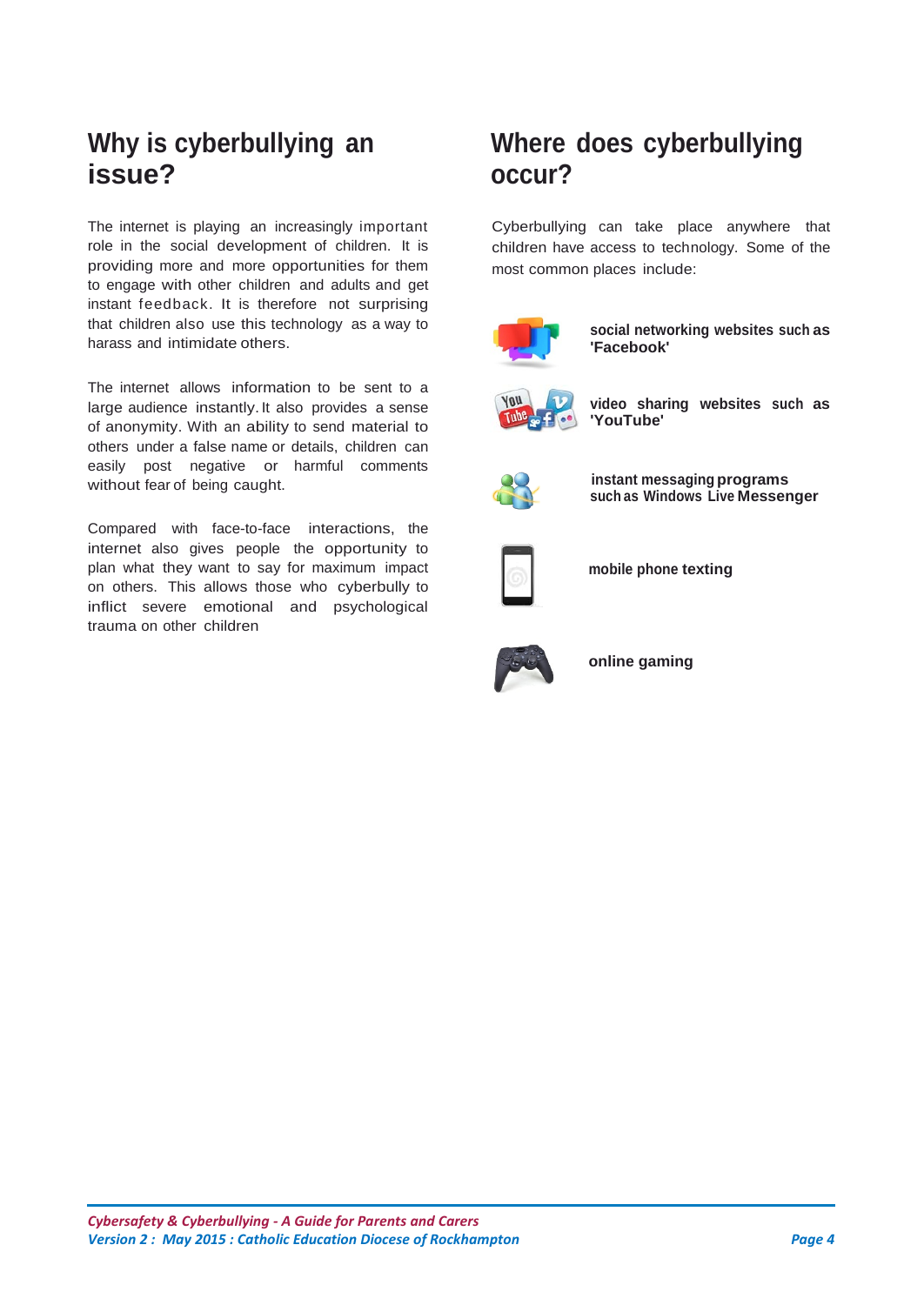## Why is cyberbullying an issue?

The internet is playing an increasingly important role in the social development of children. It is providing more and more opportunities for them to engage with other children and adults and get instant feedback. It is therefore not surprising that children also use this technology as a way to harass and intimidate others.

The internet allows information to be sent to a large audience instantly. It also provides a sense of anonymity. With an ability to send material to others under a false name or details, children can easily post negative or harmful comments without fear of being caught.

Compared with face-to-face interactions, the internet also gives people the opportunity to plan what they want to say for maximum impact on others. This allows those who cyberbully to inflict severe emotional and psychological trauma on other children

## Where does cyberbullying occur?

Cyberbullying can take place anywhere that children have access to technology. Some of the most common places include:

- **social networking websites such as 'Facebook'**
- **video sharing websites such as 'YouTube'**
- **instant messaging programs such as Windows Live Messenger**
- **mobile phone texting**
- **online gaming**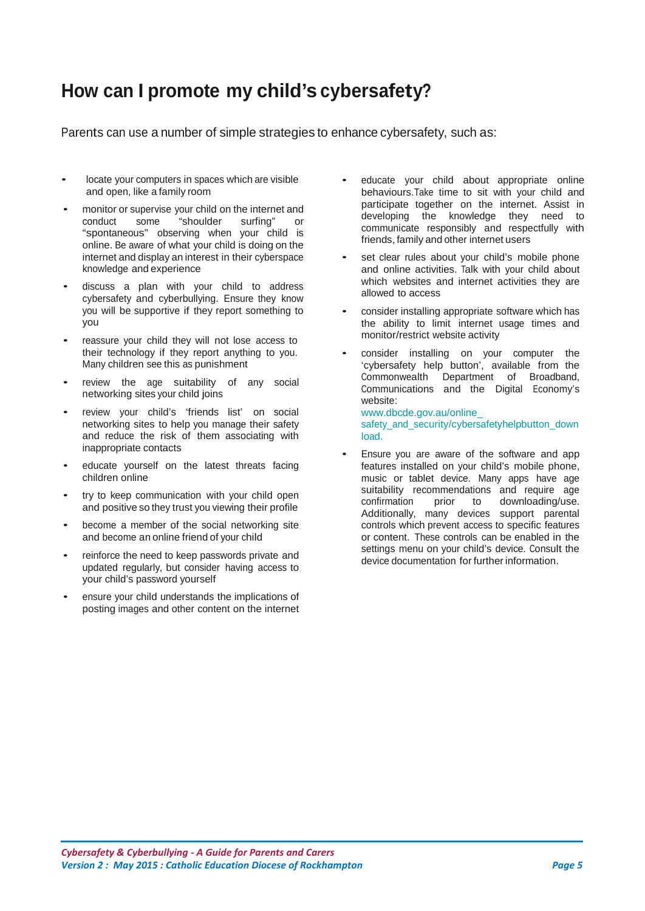# How can I promote my child's cybersafety?

Parents can use a number of simple strategies to enhance cybersafety, such as:

- locate your computers in spaces which are visible and open, like a family room
- monitor or supervise your child on the internet and conduct some "shoulder surfing" or "spontaneous" observing when your child is online. Be aware of what your child is doing on the internet and display an interest in their cyberspace knowledge and experience
- discuss a plan with your child to address cybersafety and cyberbullying. Ensure they know you will be supportive if they report something to you
- reassure your child they will not lose access to their technology if they report anything to you. Many children see this as punishment
- review the age suitability of any social networking sites your child joins
- review your child's 'friends list' on social networking sites to help you manage their safety and reduce the risk of them associating with inappropriate contacts
- educate yourself on the latest threats facing children online
- try to keep communication with your child open and positive so they trust you viewing their profile
- become a member of the social networking site and become an online friend of your child
- reinforce the need to keep passwords private and updated regularly, but consider having access to your child's password yourself
- ensure your child understands the implications of posting images and other content on the internet
- educate your child about appropriate online behaviours.Take time to sit with your child and participate together on the internet. Assist in developing the knowledge they need to communicate responsibly and respectfully with friends, family and other internet users
- set clear rules about your child's mobile phone and online activities. Talk with your child about which websites and internet activities they are allowed to access
- consider installing appropriate software which has the ability to limit internet usage times and monitor/restrict website activity
- consider installing on your computer the 'cybersafety help button', available from the Commonwealth Department of Broadband, Communications and the Digital Economy's website:
  www.dbcde.gov.au/online_safety_and_security/cybersafetyhelpbutton_download.
- Ensure you are aware of the software and app features installed on your child's mobile phone, music or tablet device. Many apps have age suitability recommendations and require age confirmation prior to downloading/use. Additionally, many devices support parental controls which prevent access to specific features or content. These controls can be enabled in the settings menu on your child's device. Consult the device documentation for further information.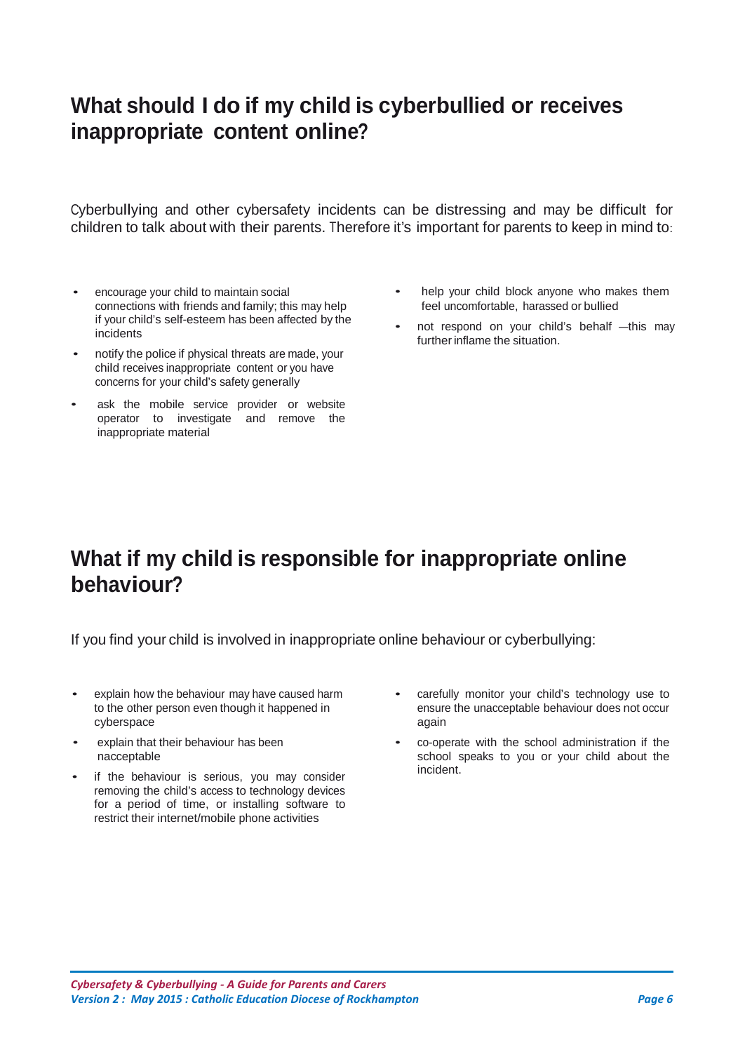## What should I do if my child is cyberbullied or receives inappropriate content online?

Cyberbullying and other cybersafety incidents can be distressing and may be difficult for children to talk about with their parents. Therefore it's important for parents to keep in mind to:

- encourage your child to maintain social connections with friends and family; this may help if your child's self-esteem has been affected by the incidents
- notify the police if physical threats are made, your child receives inappropriate content or you have concerns for your child's safety generally
- ask the mobile service provider or website operator to investigate and remove the inappropriate material
- help your child block anyone who makes them feel uncomfortable, harassed or bullied
- not respond on your child's behalf —this may further inflame the situation.

## What if my child is responsible for inappropriate online behaviour?

If you find your child is involved in inappropriate online behaviour or cyberbullying:

- explain how the behaviour may have caused harm to the other person even though it happened in cyberspace
- explain that their behaviour has been nacceptable
- if the behaviour is serious, you may consider removing the child's access to technology devices for a period of time, or installing software to restrict their internet/mobile phone activities
- carefully monitor your child's technology use to ensure the unacceptable behaviour does not occur again
- co-operate with the school administration if the school speaks to you or your child about the incident.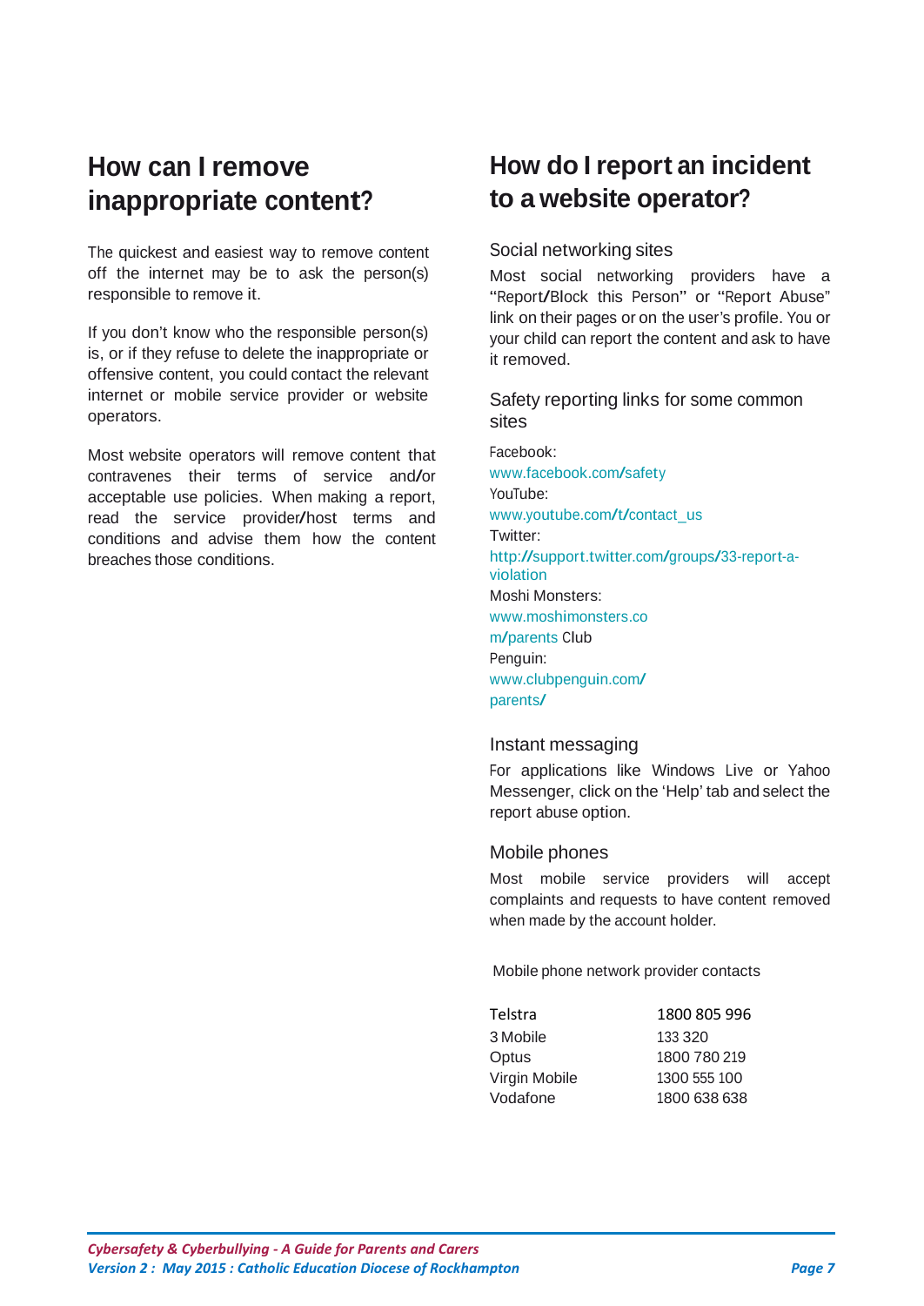## How can I remove inappropriate content?

The quickest and easiest way to remove content off the internet may be to ask the person(s) responsible to remove it.

If you don't know who the responsible person(s) is, or if they refuse to delete the inappropriate or offensive content, you could contact the relevant internet or mobile service provider or website operators.

Most website operators will remove content that contravenes their terms of service and/or acceptable use policies. When making a report, read the service provider/host terms and conditions and advise them how the content breaches those conditions.

## How do I report an incident to a website operator?

### Social networking sites

Most social networking providers have a "Report/Block this Person" or "Report Abuse" link on their pages or on the user's profile. You or your child can report the content and ask to have it removed.

### Safety reporting links for some common sites

Facebook:
www.facebook.com/safety
YouTube:
www.youtube.com/t/contact_us
Twitter:
http://support.twitter.com/groups/33-report-a-violation
Moshi Monsters:
www.moshimonsters.com/parents
Club Penguin:
www.clubpenguin.com/parents/

### Instant messaging

For applications like Windows Live or Yahoo Messenger, click on the 'Help' tab and select the report abuse option.

### Mobile phones

Most mobile service providers will accept complaints and requests to have content removed when made by the account holder.

Mobile phone network provider contacts

| | |
|---|---|
| Telstra | 1800 805 996 |
| 3 Mobile | 133 320 |
| Optus | 1800 780 219 |
| Virgin Mobile | 1300 555 100 |
| Vodafone | 1800 638 638 |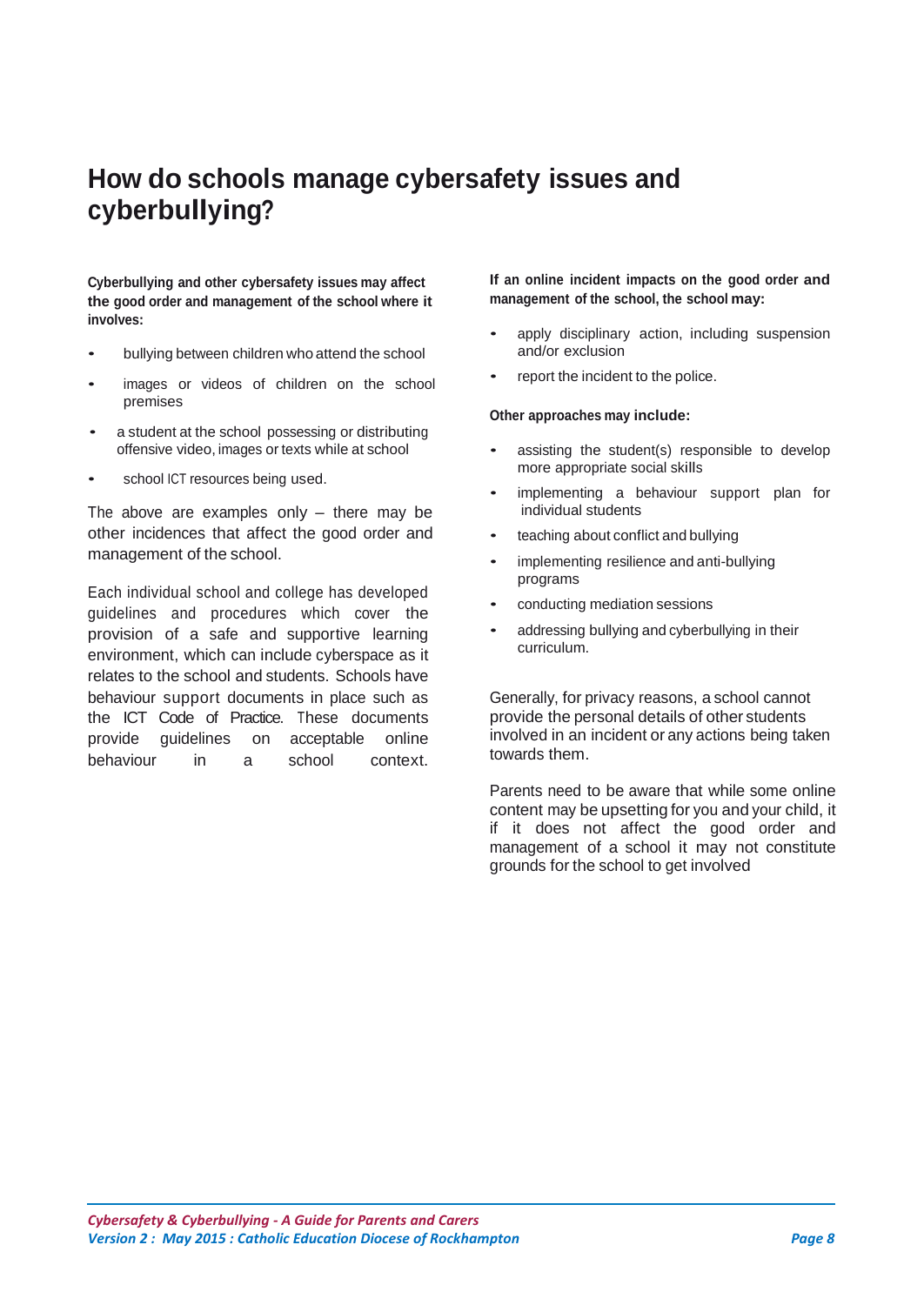# How do schools manage cybersafety issues and cyberbullying?

**Cyberbullying and other cybersafety issues may affect the good order and management of the school where it involves:**

- bullying between children who attend the school
- images or videos of children on the school premises
- a student at the school possessing or distributing offensive video, images or texts while at school
- school ICT resources being used.

The above are examples only – there may be other incidences that affect the good order and management of the school.

Each individual school and college has developed guidelines and procedures which cover the provision of a safe and supportive learning environment, which can include cyberspace as it relates to the school and students. Schools have behaviour support documents in place such as the ICT Code of Practice. These documents provide guidelines on acceptable online behaviour in a school context.

**If an online incident impacts on the good order and management of the school, the school may:**

- apply disciplinary action, including suspension and/or exclusion
- report the incident to the police.

**Other approaches may include:**

- assisting the student(s) responsible to develop more appropriate social skills
- implementing a behaviour support plan for individual students
- teaching about conflict and bullying
- implementing resilience and anti-bullying programs
- conducting mediation sessions
- addressing bullying and cyberbullying in their curriculum.

Generally, for privacy reasons, a school cannot provide the personal details of other students involved in an incident or any actions being taken towards them.

Parents need to be aware that while some online content may be upsetting for you and your child, it if it does not affect the good order and management of a school it may not constitute grounds for the school to get involved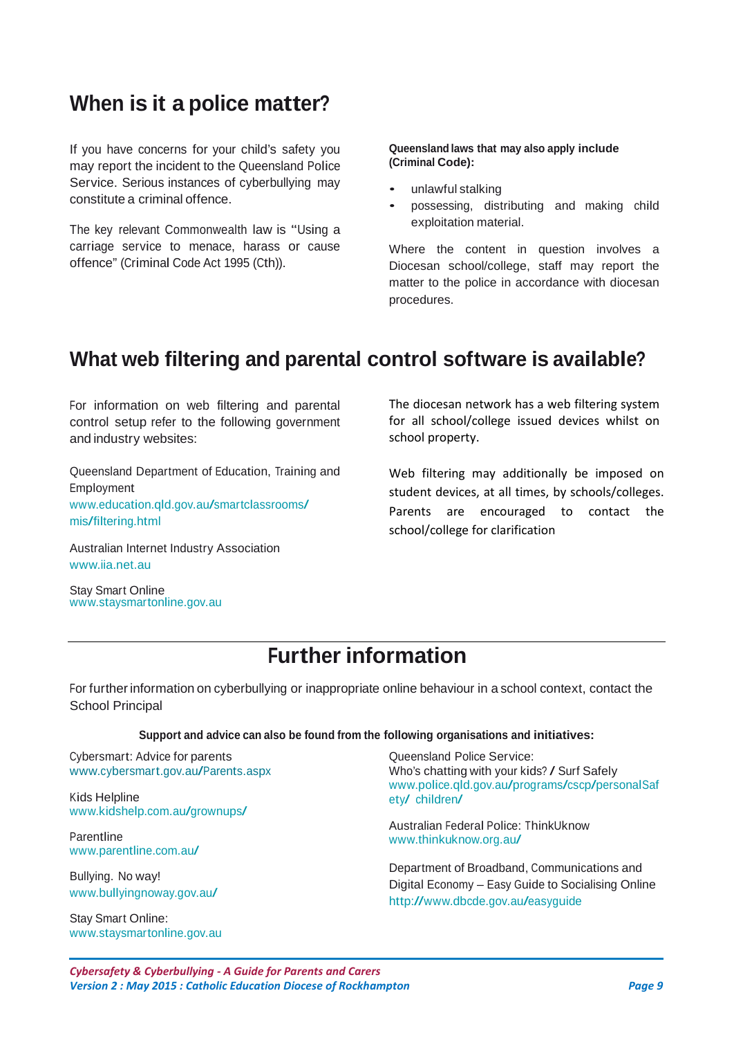## When is it a police matter?

If you have concerns for your child's safety you may report the incident to the Queensland Police Service. Serious instances of cyberbullying may constitute a criminal offence.

The key relevant Commonwealth law is "Using a carriage service to menace, harass or cause offence" (Criminal Code Act 1995 (Cth)).

**Queensland laws that may also apply include (Criminal Code):**

- unlawful stalking
- possessing, distributing and making child exploitation material.

Where the content in question involves a Diocesan school/college, staff may report the matter to the police in accordance with diocesan procedures.

## What web filtering and parental control software is available?

For information on web filtering and parental control setup refer to the following government and industry websites:

Queensland Department of Education, Training and Employment
www.education.qld.gov.au/smartclassrooms/mis/filtering.html

Australian Internet Industry Association
www.iia.net.au

Stay Smart Online
www.staysmartonline.gov.au

The diocesan network has a web filtering system for all school/college issued devices whilst on school property.

Web filtering may additionally be imposed on student devices, at all times, by schools/colleges. Parents are encouraged to contact the school/college for clarification

## Further information

For further information on cyberbullying or inappropriate online behaviour in a school context, contact the School Principal

**Support and advice can also be found from the following organisations and initiatives:**

Cybersmart: Advice for parents
www.cybersmart.gov.au/Parents.aspx

Kids Helpline
www.kidshelp.com.au/grownups/

Parentline
www.parentline.com.au/

Bullying. No way!
www.bullyingnoway.gov.au/

Stay Smart Online:
www.staysmartonline.gov.au

Queensland Police Service:
Who's chatting with your kids? / Surf Safely
www.police.qld.gov.au/programs/cscp/personalSafety/ children/

Australian Federal Police: ThinkUknow
www.thinkuknow.org.au/

Department of Broadband, Communications and Digital Economy – Easy Guide to Socialising Online
http://www.dbcde.gov.au/easyguide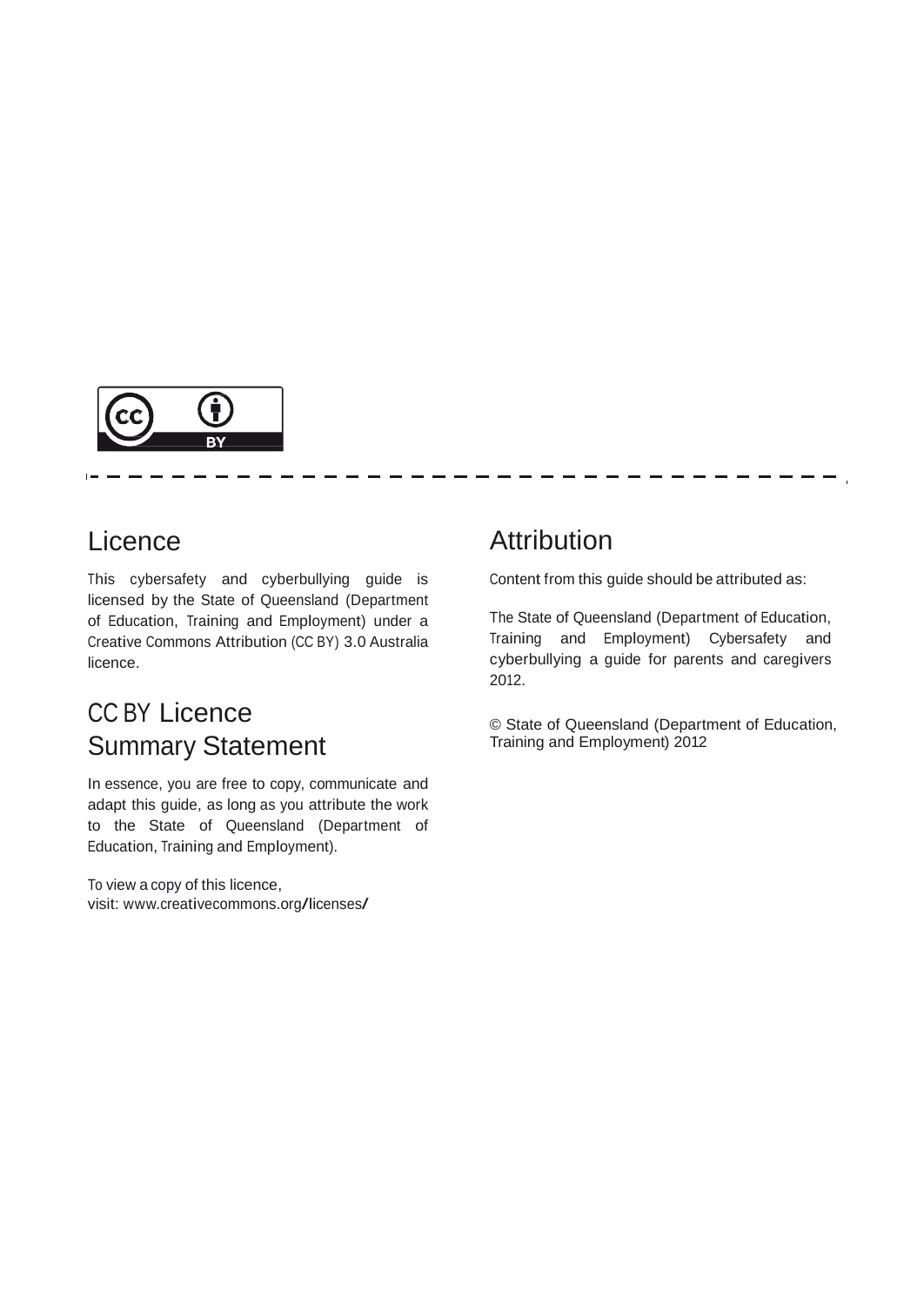## Licence

This cybersafety and cyberbullying guide is licensed by the State of Queensland (Department of Education, Training and Employment) under a Creative Commons Attribution (CC BY) 3.0 Australia licence.

## CC BY Licence Summary Statement

In essence, you are free to copy, communicate and adapt this guide, as long as you attribute the work to the State of Queensland (Department of Education, Training and Employment).

To view a copy of this licence, visit: www.creativecommons.org/licenses/

## Attribution

Content from this guide should be attributed as:

The State of Queensland (Department of Education, Training and Employment) Cybersafety and cyberbullying a guide for parents and caregivers 2012.

© State of Queensland (Department of Education, Training and Employment) 2012